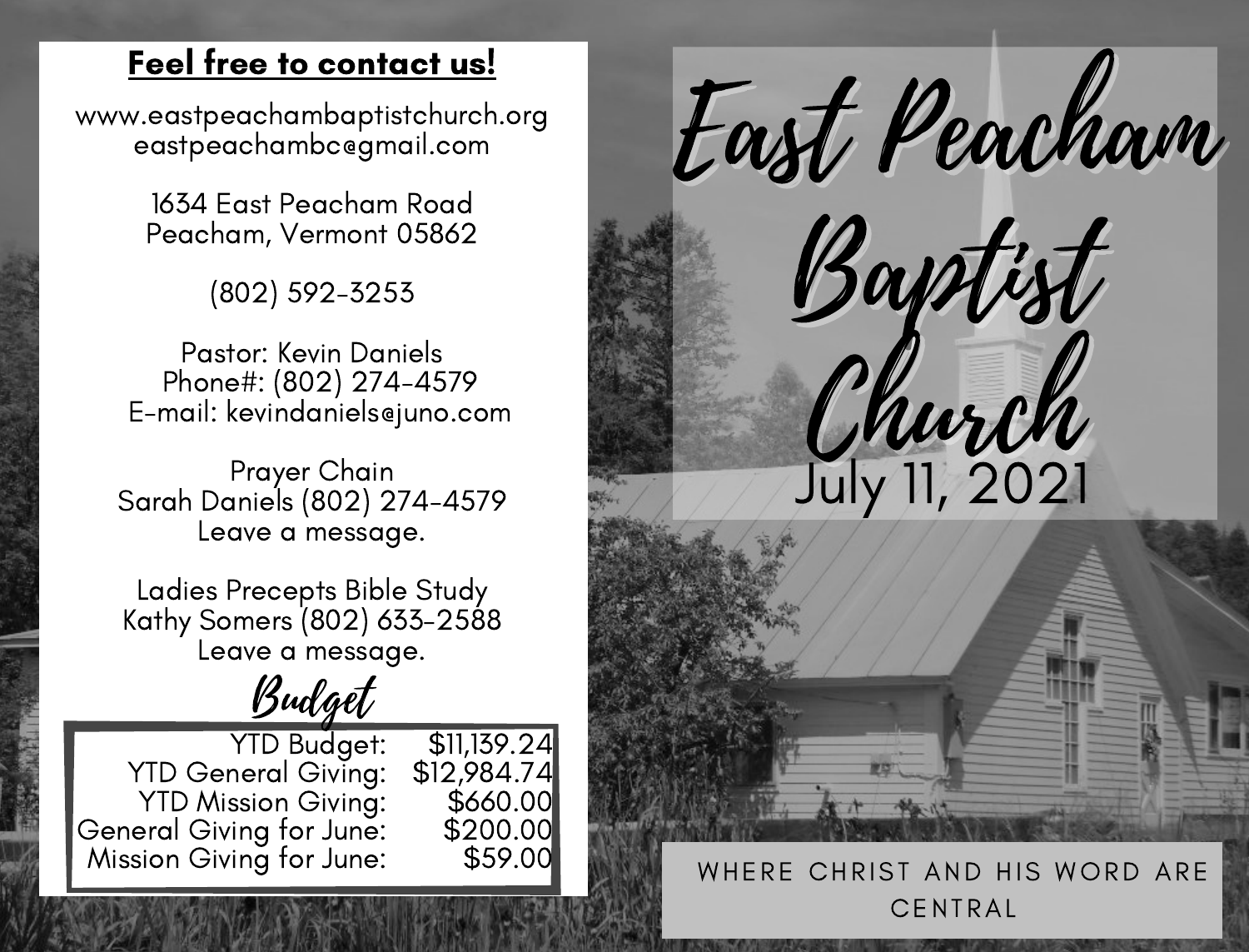## Feel free to contact us!

www.eastpeachambaptistchurch.org
eastpeachambc@gmail.com

1634 East Peacham Road
Peacham, Vermont 05862

(802) 592-3253

Pastor: Kevin Daniels
Phone#: (802) 274-4579
E-mail: kevindaniels@juno.com

Prayer Chain
Sarah Daniels (802) 274-4579
Leave a message.

Ladies Precepts Bible Study
Kathy Somers (802) 633-2588
Leave a message.

## Budget

| | |
|---|---|
| YTD Budget: | $11,139.24 |
| YTD General Giving: | $12,984.74 |
| YTD Mission Giving: | $660.00 |
| General Giving for June: | $200.00 |
| Mission Giving for June: | $59.00 |

# East Peacham Baptist Church

July 11, 2021

WHERE CHRIST AND HIS WORD ARE CENTRAL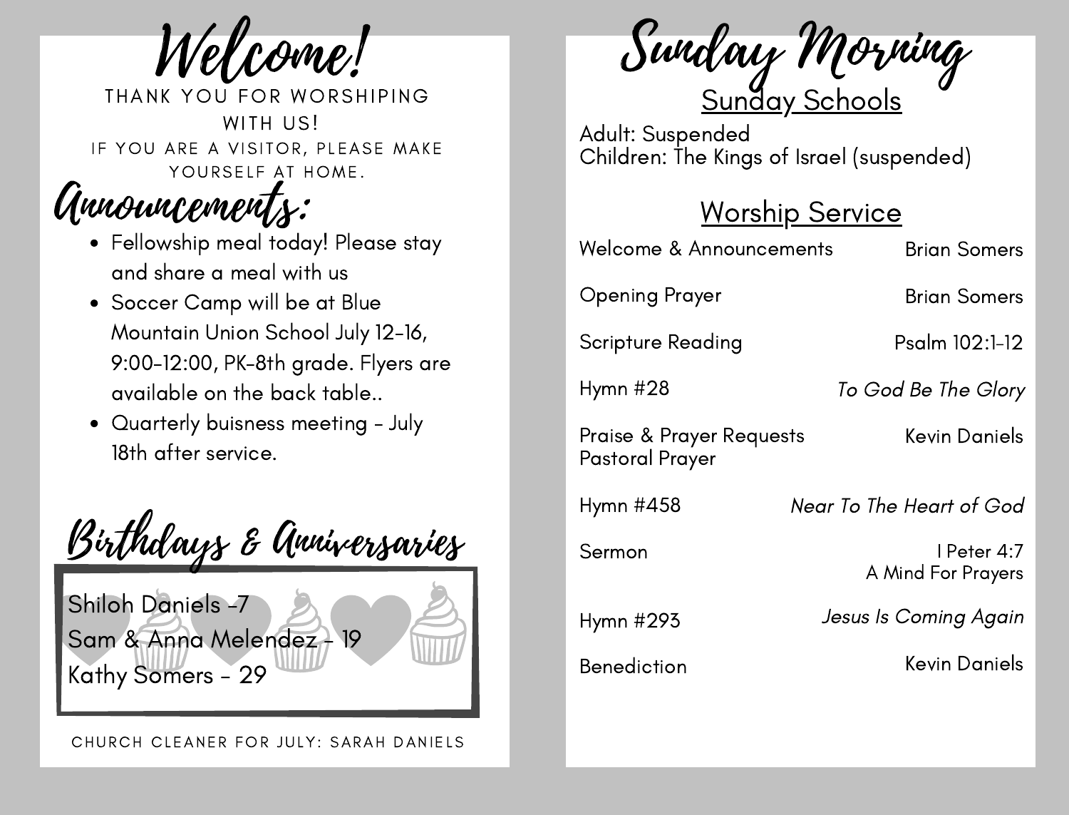# Welcome!

THANK YOU FOR WORSHIPING WITH US!

IF YOU ARE A VISITOR, PLEASE MAKE YOURSELF AT HOME.

## Announcements:

- Fellowship meal today! Please stay and share a meal with us
- Soccer Camp will be at Blue Mountain Union School July 12-16, 9:00-12:00, PK-8th grade. Flyers are available on the back table..
- Quarterly buisness meeting - July 18th after service.

## Birthdays & Anniversaries

Shiloh Daniels -7
Sam & Anna Melendez - 19
Kathy Somers - 29

CHURCH CLEANER FOR JULY: SARAH DANIELS

# Sunday Morning

## Sunday Schools

Adult: Suspended
Children: The Kings of Israel (suspended)

## Worship Service

| | |
|---|---|
| Welcome & Announcements | Brian Somers |
| Opening Prayer | Brian Somers |
| Scripture Reading | Psalm 102:1-12 |
| Hymn #28 | *To God Be The Glory* |
| Praise & Prayer Requests<br>Pastoral Prayer | Kevin Daniels |
| Hymn #458 | *Near To The Heart of God* |
| Sermon | I Peter 4:7<br>A Mind For Prayers |
| Hymn #293 | *Jesus Is Coming Again* |
| Benediction | Kevin Daniels |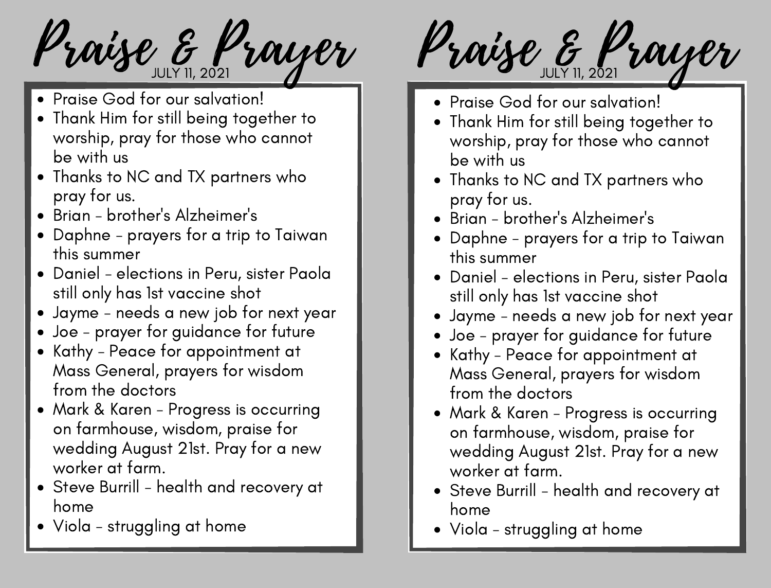# Praise & Prayer

JULY 11, 2021

- Praise God for our salvation!
- Thank Him for still being together to worship, pray for those who cannot be with us
- Thanks to NC and TX partners who pray for us.
- Brian - brother's Alzheimer's
- Daphne - prayers for a trip to Taiwan this summer
- Daniel - elections in Peru, sister Paola still only has 1st vaccine shot
- Jayme - needs a new job for next year
- Joe - prayer for guidance for future
- Kathy - Peace for appointment at Mass General, prayers for wisdom from the doctors
- Mark & Karen - Progress is occurring on farmhouse, wisdom, praise for wedding August 21st. Pray for a new worker at farm.
- Steve Burrill - health and recovery at home
- Viola - struggling at home

# Praise & Prayer

JULY 11, 2021

- Praise God for our salvation!
- Thank Him for still being together to worship, pray for those who cannot be with us
- Thanks to NC and TX partners who pray for us.
- Brian - brother's Alzheimer's
- Daphne - prayers for a trip to Taiwan this summer
- Daniel - elections in Peru, sister Paola still only has 1st vaccine shot
- Jayme - needs a new job for next year
- Joe - prayer for guidance for future
- Kathy - Peace for appointment at Mass General, prayers for wisdom from the doctors
- Mark & Karen - Progress is occurring on farmhouse, wisdom, praise for wedding August 21st. Pray for a new worker at farm.
- Steve Burrill - health and recovery at home
- Viola - struggling at home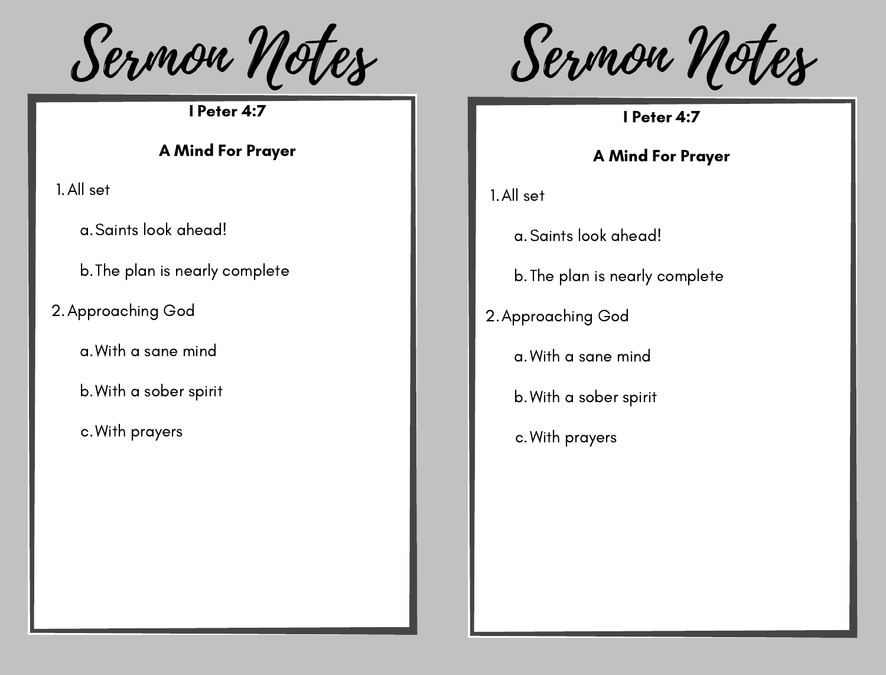# Sermon Notes

**I Peter 4:7**

**A Mind For Prayer**

1. All set
    a. Saints look ahead!
    b. The plan is nearly complete
2. Approaching God
    a. With a sane mind
    b. With a sober spirit
    c. With prayers

# Sermon Notes

**I Peter 4:7**

**A Mind For Prayer**

1. All set
    a. Saints look ahead!
    b. The plan is nearly complete
2. Approaching God
    a. With a sane mind
    b. With a sober spirit
    c. With prayers